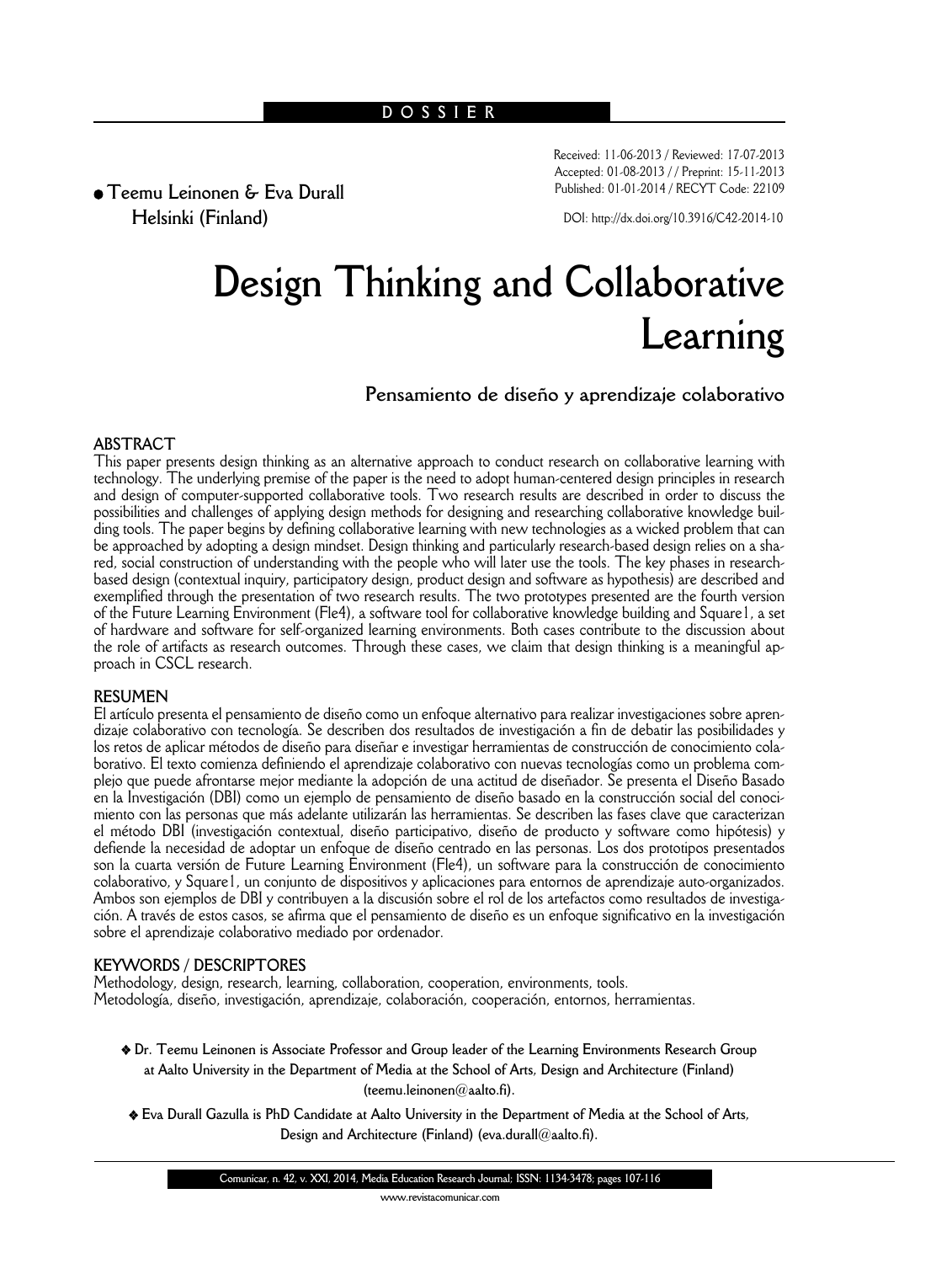DOSSIER

Received: 11-06-2013 / Reviewed: 17-07-2013
Accepted: 01-08-2013 / / Preprint: 15-11-2013
Published: 01-01-2014 / RECYT Code: 22109

DOI: http://dx.doi.org/10.3916/C42-2014-10

● **Teemu Leinonen & Eva Durall**
**Helsinki (Finland)**

# Design Thinking and Collaborative Learning

## Pensamiento de diseño y aprendizaje colaborativo

### ABSTRACT

This paper presents design thinking as an alternative approach to conduct research on collaborative learning with technology. The underlying premise of the paper is the need to adopt human-centered design principles in research and design of computer-supported collaborative tools. Two research results are described in order to discuss the possibilities and challenges of applying design methods for designing and researching collaborative knowledge building tools. The paper begins by defining collaborative learning with new technologies as a wicked problem that can be approached by adopting a design mindset. Design thinking and particularly research-based design relies on a shared, social construction of understanding with the people who will later use the tools. The key phases in research-based design (contextual inquiry, participatory design, product design and software as hypothesis) are described and exemplified through the presentation of two research results. The two prototypes presented are the fourth version of the Future Learning Environment (Fle4), a software tool for collaborative knowledge building and Square1, a set of hardware and software for self-organized learning environments. Both cases contribute to the discussion about the role of artifacts as research outcomes. Through these cases, we claim that design thinking is a meaningful approach in CSCL research.

### RESUMEN

El artículo presenta el pensamiento de diseño como un enfoque alternativo para realizar investigaciones sobre aprendizaje colaborativo con tecnología. Se describen dos resultados de investigación a fin de debatir las posibilidades y los retos de aplicar métodos de diseño para diseñar e investigar herramientas de construcción de conocimiento colaborativo. El texto comienza definiendo el aprendizaje colaborativo con nuevas tecnologías como un problema complejo que puede afrontarse mejor mediante la adopción de una actitud de diseñador. Se presenta el Diseño Basado en la Investigación (DBI) como un ejemplo de pensamiento de diseño basado en la construcción social del conocimiento con las personas que más adelante utilizarán las herramientas. Se describen las fases clave que caracterizan el método DBI (investigación contextual, diseño participativo, diseño de producto y software como hipótesis) y defiende la necesidad de adoptar un enfoque de diseño centrado en las personas. Los dos prototipos presentados son la cuarta versión de Future Learning Environment (Fle4), un software para la construcción de conocimiento colaborativo, y Square1, un conjunto de dispositivos y aplicaciones para entornos de aprendizaje auto-organizados. Ambos son ejemplos de DBI y contribuyen a la discusión sobre el rol de los artefactos como resultados de investigación. A través de estos casos, se afirma que el pensamiento de diseño es un enfoque significativo en la investigación sobre el aprendizaje colaborativo mediado por ordenador.

### KEYWORDS / DESCRIPTORES

Methodology, design, research, learning, collaboration, cooperation, environments, tools.
Metodología, diseño, investigación, aprendizaje, colaboración, cooperación, entornos, herramientas.

❖ **Dr. Teemu Leinonen is Associate Professor and Group leader of the Learning Environments Research Group at Aalto University in the Department of Media at the School of Arts, Design and Architecture (Finland) (teemu.leinonen@aalto.fi).**

❖ **Eva Durall Gazulla is PhD Candidate at Aalto University in the Department of Media at the School of Arts, Design and Architecture (Finland) (eva.durall@aalto.fi).**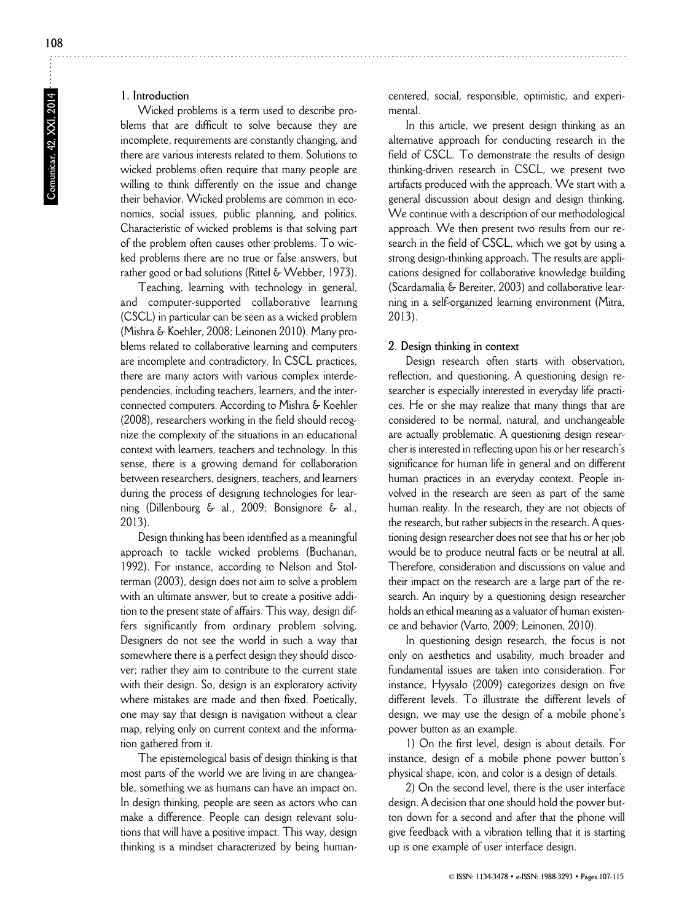## 1. Introduction

Wicked problems is a term used to describe problems that are difficult to solve because they are incomplete, requirements are constantly changing, and there are various interests related to them. Solutions to wicked problems often require that many people are willing to think differently on the issue and change their behavior. Wicked problems are common in economics, social issues, public planning, and politics. Characteristic of wicked problems is that solving part of the problem often causes other problems. To wicked problems there are no true or false answers, but rather good or bad solutions (Rittel & Webber, 1973).

Teaching, learning with technology in general, and computer-supported collaborative learning (CSCL) in particular can be seen as a wicked problem (Mishra & Koehler, 2008; Leinonen 2010). Many problems related to collaborative learning and computers are incomplete and contradictory. In CSCL practices, there are many actors with various complex interdependencies, including teachers, learners, and the interconnected computers. According to Mishra & Koehler (2008), researchers working in the field should recognize the complexity of the situations in an educational context with learners, teachers and technology. In this sense, there is a growing demand for collaboration between researchers, designers, teachers, and learners during the process of designing technologies for learning (Dillenbourg & al., 2009; Bonsignore & al., 2013).

Design thinking has been identified as a meaningful approach to tackle wicked problems (Buchanan, 1992). For instance, according to Nelson and Stolterman (2003), design does not aim to solve a problem with an ultimate answer, but to create a positive addition to the present state of affairs. This way, design differs significantly from ordinary problem solving. Designers do not see the world in such a way that somewhere there is a perfect design they should discover; rather they aim to contribute to the current state with their design. So, design is an exploratory activity where mistakes are made and then fixed. Poetically, one may say that design is navigation without a clear map, relying only on current context and the information gathered from it.

The epistemological basis of design thinking is that most parts of the world we are living in are changeable, something we as humans can have an impact on. In design thinking, people are seen as actors who can make a difference. People can design relevant solutions that will have a positive impact. This way, design thinking is a mindset characterized by being human-centered, social, responsible, optimistic, and experimental.

In this article, we present design thinking as an alternative approach for conducting research in the field of CSCL. To demonstrate the results of design thinking-driven research in CSCL, we present two artifacts produced with the approach. We start with a general discussion about design and design thinking. We continue with a description of our methodological approach. We then present two results from our research in the field of CSCL, which we got by using a strong design-thinking approach. The results are applications designed for collaborative knowledge building (Scardamalia & Bereiter, 2003) and collaborative learning in a self-organized learning environment (Mitra, 2013).

## 2. Design thinking in context

Design research often starts with observation, reflection, and questioning. A questioning design researcher is especially interested in everyday life practices. He or she may realize that many things that are considered to be normal, natural, and unchangeable are actually problematic. A questioning design researcher is interested in reflecting upon his or her research's significance for human life in general and on different human practices in an everyday context. People involved in the research are seen as part of the same human reality. In the research, they are not objects of the research, but rather subjects in the research. A questioning design researcher does not see that his or her job would be to produce neutral facts or be neutral at all. Therefore, consideration and discussions on value and their impact on the research are a large part of the research. An inquiry by a questioning design researcher holds an ethical meaning as a valuator of human existence and behavior (Varto, 2009; Leinonen, 2010).

In questioning design research, the focus is not only on aesthetics and usability, much broader and fundamental issues are taken into consideration. For instance, Hyysalo (2009) categorizes design on five different levels. To illustrate the different levels of design, we may use the design of a mobile phone's power button as an example.

1) On the first level, design is about details. For instance, design of a mobile phone power button's physical shape, icon, and color is a design of details.

2) On the second level, there is the user interface design. A decision that one should hold the power button down for a second and after that the phone will give feedback with a vibration telling that it is starting up is one example of user interface design.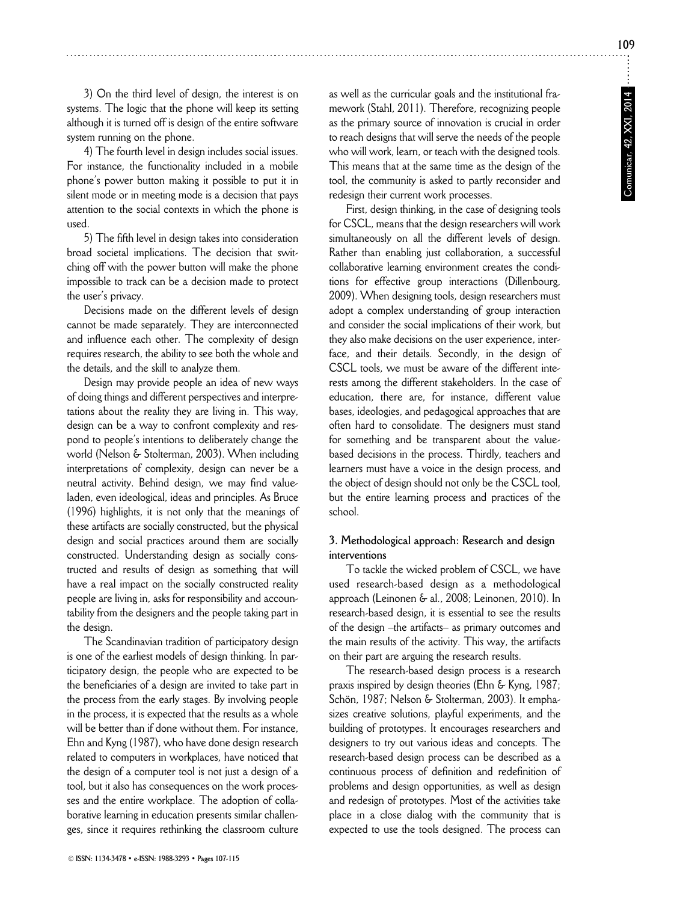3) On the third level of design, the interest is on systems. The logic that the phone will keep its setting although it is turned off is design of the entire software system running on the phone.

4) The fourth level in design includes social issues. For instance, the functionality included in a mobile phone's power button making it possible to put it in silent mode or in meeting mode is a decision that pays attention to the social contexts in which the phone is used.

5) The fifth level in design takes into consideration broad societal implications. The decision that switching off with the power button will make the phone impossible to track can be a decision made to protect the user's privacy.

Decisions made on the different levels of design cannot be made separately. They are interconnected and influence each other. The complexity of design requires research, the ability to see both the whole and the details, and the skill to analyze them.

Design may provide people an idea of new ways of doing things and different perspectives and interpretations about the reality they are living in. This way, design can be a way to confront complexity and respond to people's intentions to deliberately change the world (Nelson & Stolterman, 2003). When including interpretations of complexity, design can never be a neutral activity. Behind design, we may find value-laden, even ideological, ideas and principles. As Bruce (1996) highlights, it is not only that the meanings of these artifacts are socially constructed, but the physical design and social practices around them are socially constructed. Understanding design as socially constructed and results of design as something that will have a real impact on the socially constructed reality people are living in, asks for responsibility and accountability from the designers and the people taking part in the design.

The Scandinavian tradition of participatory design is one of the earliest models of design thinking. In participatory design, the people who are expected to be the beneficiaries of a design are invited to take part in the process from the early stages. By involving people in the process, it is expected that the results as a whole will be better than if done without them. For instance, Ehn and Kyng (1987), who have done design research related to computers in workplaces, have noticed that the design of a computer tool is not just a design of a tool, but it also has consequences on the work processes and the entire workplace. The adoption of collaborative learning in education presents similar challenges, since it requires rethinking the classroom culture as well as the curricular goals and the institutional framework (Stahl, 2011). Therefore, recognizing people as the primary source of innovation is crucial in order to reach designs that will serve the needs of the people who will work, learn, or teach with the designed tools. This means that at the same time as the design of the tool, the community is asked to partly reconsider and redesign their current work processes.

First, design thinking, in the case of designing tools for CSCL, means that the design researchers will work simultaneously on all the different levels of design. Rather than enabling just collaboration, a successful collaborative learning environment creates the conditions for effective group interactions (Dillenbourg, 2009). When designing tools, design researchers must adopt a complex understanding of group interaction and consider the social implications of their work, but they also make decisions on the user experience, interface, and their details. Secondly, in the design of CSCL tools, we must be aware of the different interests among the different stakeholders. In the case of education, there are, for instance, different value bases, ideologies, and pedagogical approaches that are often hard to consolidate. The designers must stand for something and be transparent about the value-based decisions in the process. Thirdly, teachers and learners must have a voice in the design process, and the object of design should not only be the CSCL tool, but the entire learning process and practices of the school.

### 3. Methodological approach: Research and design interventions

To tackle the wicked problem of CSCL, we have used research-based design as a methodological approach (Leinonen & al., 2008; Leinonen, 2010). In research-based design, it is essential to see the results of the design –the artifacts– as primary outcomes and the main results of the activity. This way, the artifacts on their part are arguing the research results.

The research-based design process is a research praxis inspired by design theories (Ehn & Kyng, 1987; Schön, 1987; Nelson & Stolterman, 2003). It emphasizes creative solutions, playful experiments, and the building of prototypes. It encourages researchers and designers to try out various ideas and concepts. The research-based design process can be described as a continuous process of definition and redefinition of problems and design opportunities, as well as design and redesign of prototypes. Most of the activities take place in a close dialog with the community that is expected to use the tools designed. The process can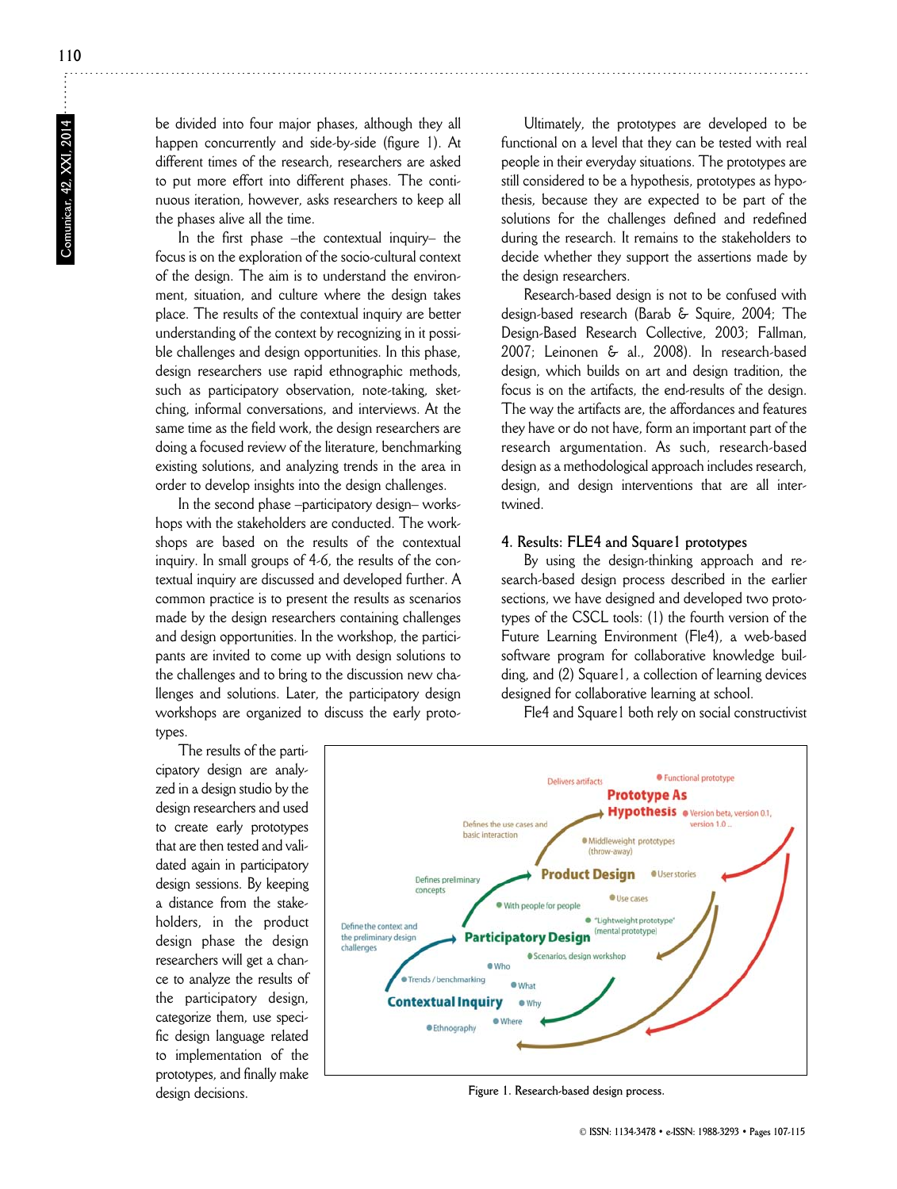be divided into four major phases, although they all happen concurrently and side-by-side (figure 1). At different times of the research, researchers are asked to put more effort into different phases. The continuous iteration, however, asks researchers to keep all the phases alive all the time.

In the first phase –the contextual inquiry– the focus is on the exploration of the socio-cultural context of the design. The aim is to understand the environment, situation, and culture where the design takes place. The results of the contextual inquiry are better understanding of the context by recognizing in it possible challenges and design opportunities. In this phase, design researchers use rapid ethnographic methods, such as participatory observation, note-taking, sketching, informal conversations, and interviews. At the same time as the field work, the design researchers are doing a focused review of the literature, benchmarking existing solutions, and analyzing trends in the area in order to develop insights into the design challenges.

In the second phase –participatory design– workshops with the stakeholders are conducted. The workshops are based on the results of the contextual inquiry. In small groups of 4-6, the results of the contextual inquiry are discussed and developed further. A common practice is to present the results as scenarios made by the design researchers containing challenges and design opportunities. In the workshop, the participants are invited to come up with design solutions to the challenges and to bring to the discussion new challenges and solutions. Later, the participatory design workshops are organized to discuss the early prototypes.

The results of the participatory design are analyzed in a design studio by the design researchers and used to create early prototypes that are then tested and validated again in participatory design sessions. By keeping a distance from the stakeholders, in the product design phase the design researchers will get a chance to analyze the results of the participatory design, categorize them, use specific design language related to implementation of the prototypes, and finally make design decisions.

Ultimately, the prototypes are developed to be functional on a level that they can be tested with real people in their everyday situations. The prototypes are still considered to be a hypothesis, prototypes as hypothesis, because they are expected to be part of the solutions for the challenges defined and redefined during the research. It remains to the stakeholders to decide whether they support the assertions made by the design researchers.

Research-based design is not to be confused with design-based research (Barab & Squire, 2004; The Design-Based Research Collective, 2003; Fallman, 2007; Leinonen & al., 2008). In research-based design, which builds on art and design tradition, the focus is on the artifacts, the end-results of the design. The way the artifacts are, the affordances and features they have or do not have, form an important part of the research argumentation. As such, research-based design as a methodological approach includes research, design, and design interventions that are all intertwined.

## 4. Results: FLE4 and Square1 prototypes

By using the design-thinking approach and research-based design process described in the earlier sections, we have designed and developed two prototypes of the CSCL tools: (1) the fourth version of the Future Learning Environment (Fle4), a web-based software program for collaborative knowledge building, and (2) Square1, a collection of learning devices designed for collaborative learning at school.

Fle4 and Square1 both rely on social constructivist

Figure 1. Research-based design process.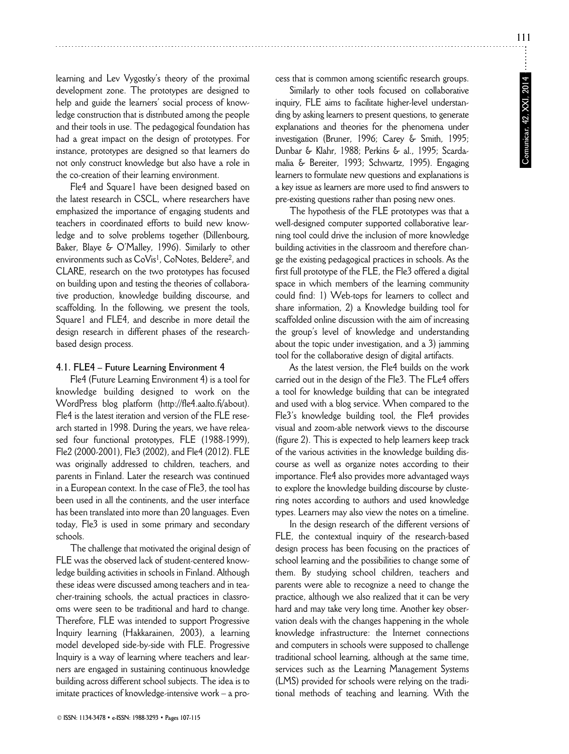learning and Lev Vygostky's theory of the proximal development zone. The prototypes are designed to help and guide the learners' social process of knowledge construction that is distributed among the people and their tools in use. The pedagogical foundation has had a great impact on the design of prototypes. For instance, prototypes are designed so that learners do not only construct knowledge but also have a role in the co-creation of their learning environment.

Fle4 and Square1 have been designed based on the latest research in CSCL, where researchers have emphasized the importance of engaging students and teachers in coordinated efforts to build new knowledge and to solve problems together (Dillenbourg, Baker, Blaye & O'Malley, 1996). Similarly to other environments such as CoVis[1], CoNotes, Beldere[2], and CLARE, research on the two prototypes has focused on building upon and testing the theories of collaborative production, knowledge building discourse, and scaffolding. In the following, we present the tools, Square1 and FLE4, and describe in more detail the design research in different phases of the research-based design process.

### 4.1. FLE4 – Future Learning Environment 4

Fle4 (Future Learning Environment 4) is a tool for knowledge building designed to work on the WordPress blog platform (http://fle4.aalto.fi/about). Fle4 is the latest iteration and version of the FLE research started in 1998. During the years, we have released four functional prototypes, FLE (1988-1999), Fle2 (2000-2001), Fle3 (2002), and Fle4 (2012). FLE was originally addressed to children, teachers, and parents in Finland. Later the research was continued in a European context. In the case of Fle3, the tool has been used in all the continents, and the user interface has been translated into more than 20 languages. Even today, Fle3 is used in some primary and secondary schools.

The challenge that motivated the original design of FLE was the observed lack of student-centered knowledge building activities in schools in Finland. Although these ideas were discussed among teachers and in teacher-training schools, the actual practices in classrooms were seen to be traditional and hard to change. Therefore, FLE was intended to support Progressive Inquiry learning (Hakkarainen, 2003), a learning model developed side-by-side with FLE. Progressive Inquiry is a way of learning where teachers and learners are engaged in sustaining continuous knowledge building across different school subjects. The idea is to imitate practices of knowledge-intensive work – a process that is common among scientific research groups.

Similarly to other tools focused on collaborative inquiry, FLE aims to facilitate higher-level understanding by asking learners to present questions, to generate explanations and theories for the phenomena under investigation (Bruner, 1996; Carey & Smith, 1995; Dunbar & Klahr, 1988; Perkins & al., 1995; Scardamalia & Bereiter, 1993; Schwartz, 1995). Engaging learners to formulate new questions and explanations is a key issue as learners are more used to find answers to pre-existing questions rather than posing new ones.

The hypothesis of the FLE prototypes was that a well-designed computer supported collaborative learning tool could drive the inclusion of more knowledge building activities in the classroom and therefore change the existing pedagogical practices in schools. As the first full prototype of the FLE, the Fle3 offered a digital space in which members of the learning community could find: 1) Web-tops for learners to collect and share information, 2) a Knowledge building tool for scaffolded online discussion with the aim of increasing the group's level of knowledge and understanding about the topic under investigation, and a 3) jamming tool for the collaborative design of digital artifacts.

As the latest version, the Fle4 builds on the work carried out in the design of the Fle3. The FLe4 offers a tool for knowledge building that can be integrated and used with a blog service. When compared to the Fle3's knowledge building tool, the Fle4 provides visual and zoom-able network views to the discourse (figure 2). This is expected to help learners keep track of the various activities in the knowledge building discourse as well as organize notes according to their importance. Fle4 also provides more advantaged ways to explore the knowledge building discourse by clustering notes according to authors and used knowledge types. Learners may also view the notes on a timeline.

In the design research of the different versions of FLE, the contextual inquiry of the research-based design process has been focusing on the practices of school learning and the possibilities to change some of them. By studying school children, teachers and parents were able to recognize a need to change the practice, although we also realized that it can be very hard and may take very long time. Another key observation deals with the changes happening in the whole knowledge infrastructure: the Internet connections and computers in schools were supposed to challenge traditional school learning, although at the same time, services such as the Learning Management Systems (LMS) provided for schools were relying on the traditional methods of teaching and learning. With the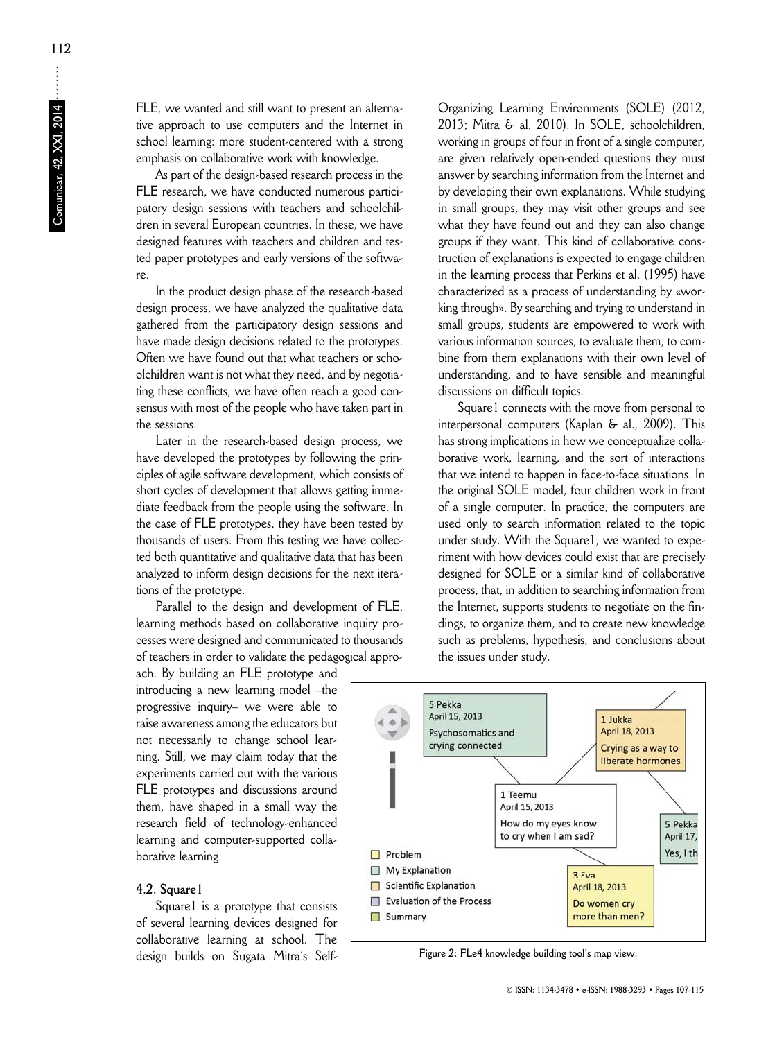FLE, we wanted and still want to present an alternative approach to use computers and the Internet in school learning: more student-centered with a strong emphasis on collaborative work with knowledge.

As part of the design-based research process in the FLE research, we have conducted numerous participatory design sessions with teachers and schoolchildren in several European countries. In these, we have designed features with teachers and children and tested paper prototypes and early versions of the software.

In the product design phase of the research-based design process, we have analyzed the qualitative data gathered from the participatory design sessions and have made design decisions related to the prototypes. Often we have found out that what teachers or schoolchildren want is not what they need, and by negotiating these conflicts, we have often reach a good consensus with most of the people who have taken part in the sessions.

Later in the research-based design process, we have developed the prototypes by following the principles of agile software development, which consists of short cycles of development that allows getting immediate feedback from the people using the software. In the case of FLE prototypes, they have been tested by thousands of users. From this testing we have collected both quantitative and qualitative data that has been analyzed to inform design decisions for the next iterations of the prototype.

Parallel to the design and development of FLE, learning methods based on collaborative inquiry processes were designed and communicated to thousands of teachers in order to validate the pedagogical approach. By building an FLE prototype and introducing a new learning model –the progressive inquiry– we were able to raise awareness among the educators but not necessarily to change school learning. Still, we may claim today that the experiments carried out with the various FLE prototypes and discussions around them, have shaped in a small way the research field of technology-enhanced learning and computer-supported collaborative learning.

### 4.2. Square1

Square1 is a prototype that consists of several learning devices designed for collaborative learning at school. The design builds on Sugata Mitra's Self-Organizing Learning Environments (SOLE) (2012, 2013; Mitra & al. 2010). In SOLE, schoolchildren, working in groups of four in front of a single computer, are given relatively open-ended questions they must answer by searching information from the Internet and by developing their own explanations. While studying in small groups, they may visit other groups and see what they have found out and they can also change groups if they want. This kind of collaborative construction of explanations is expected to engage children in the learning process that Perkins et al. (1995) have characterized as a process of understanding by «working through». By searching and trying to understand in small groups, students are empowered to work with various information sources, to evaluate them, to combine from them explanations with their own level of understanding, and to have sensible and meaningful discussions on difficult topics.

Square1 connects with the move from personal to interpersonal computers (Kaplan & al., 2009). This has strong implications in how we conceptualize collaborative work, learning, and the sort of interactions that we intend to happen in face-to-face situations. In the original SOLE model, four children work in front of a single computer. In practice, the computers are used only to search information related to the topic under study. With the Square1, we wanted to experiment with how devices could exist that are precisely designed for SOLE or a similar kind of collaborative process, that, in addition to searching information from the Internet, supports students to negotiate on the findings, to organize them, and to create new knowledge such as problems, hypothesis, and conclusions about the issues under study.

Figure 2: FLe4 knowledge building tool's map view.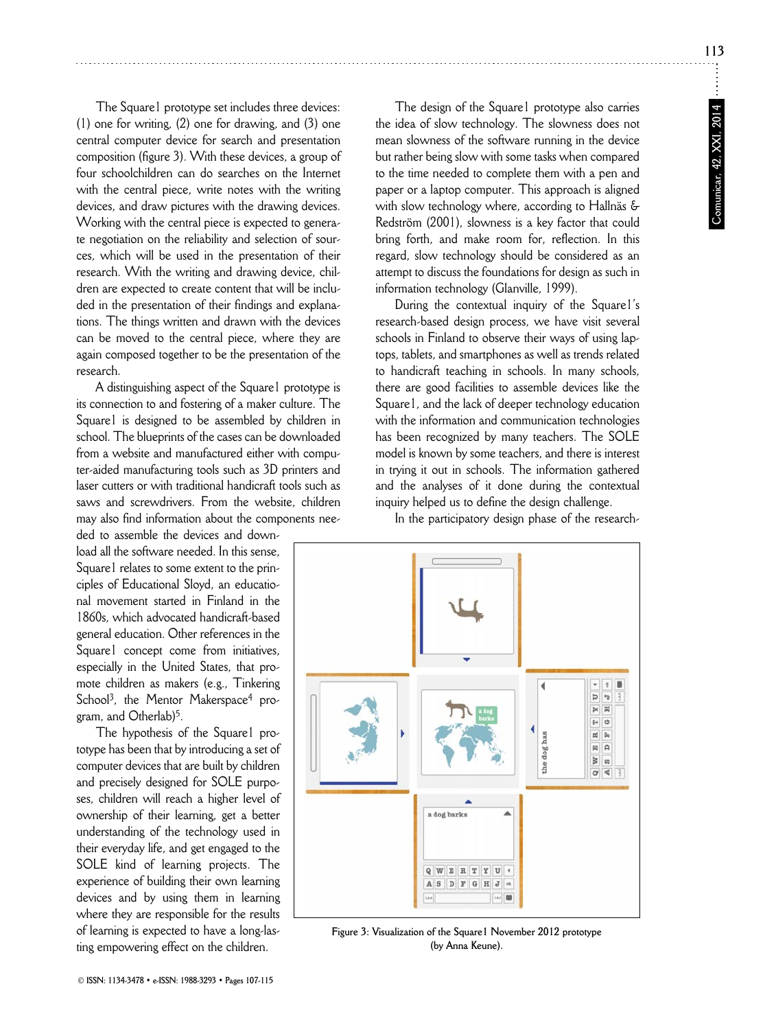The Square1 prototype set includes three devices: (1) one for writing, (2) one for drawing, and (3) one central computer device for search and presentation composition (figure 3). With these devices, a group of four schoolchildren can do searches on the Internet with the central piece, write notes with the writing devices, and draw pictures with the drawing devices. Working with the central piece is expected to generate negotiation on the reliability and selection of sources, which will be used in the presentation of their research. With the writing and drawing device, children are expected to create content that will be included in the presentation of their findings and explanations. The things written and drawn with the devices can be moved to the central piece, where they are again composed together to be the presentation of the research.

A distinguishing aspect of the Square1 prototype is its connection to and fostering of a maker culture. The Square1 is designed to be assembled by children in school. The blueprints of the cases can be downloaded from a website and manufactured either with computer-aided manufacturing tools such as 3D printers and laser cutters or with traditional handicraft tools such as saws and screwdrivers. From the website, children may also find information about the components needed to assemble the devices and download all the software needed. In this sense, Square1 relates to some extent to the principles of Educational Sloyd, an educational movement started in Finland in the 1860s, which advocated handicraft-based general education. Other references in the Square1 concept come from initiatives, especially in the United States, that promote children as makers (e.g., Tinkering School[3], the Mentor Makerspace[4] program, and Otherlab)[5].

The hypothesis of the Square1 prototype has been that by introducing a set of computer devices that are built by children and precisely designed for SOLE purposes, children will reach a higher level of ownership of their learning, get a better understanding of the technology used in their everyday life, and get engaged to the SOLE kind of learning projects. The experience of building their own learning devices and by using them in learning where they are responsible for the results of learning is expected to have a long-lasting empowering effect on the children.

The design of the Square1 prototype also carries the idea of slow technology. The slowness does not mean slowness of the software running in the device but rather being slow with some tasks when compared to the time needed to complete them with a pen and paper or a laptop computer. This approach is aligned with slow technology where, according to Hallnäs & Redström (2001), slowness is a key factor that could bring forth, and make room for, reflection. In this regard, slow technology should be considered as an attempt to discuss the foundations for design as such in information technology (Glanville, 1999).

During the contextual inquiry of the Square1's research-based design process, we have visit several schools in Finland to observe their ways of using laptops, tablets, and smartphones as well as trends related to handicraft teaching in schools. In many schools, there are good facilities to assemble devices like the Square1, and the lack of deeper technology education with the information and communication technologies has been recognized by many teachers. The SOLE model is known by some teachers, and there is interest in trying it out in schools. The information gathered and the analyses of it done during the contextual inquiry helped us to define the design challenge.

In the participatory design phase of the research-

Figure 3: Visualization of the Square1 November 2012 prototype (by Anna Keune).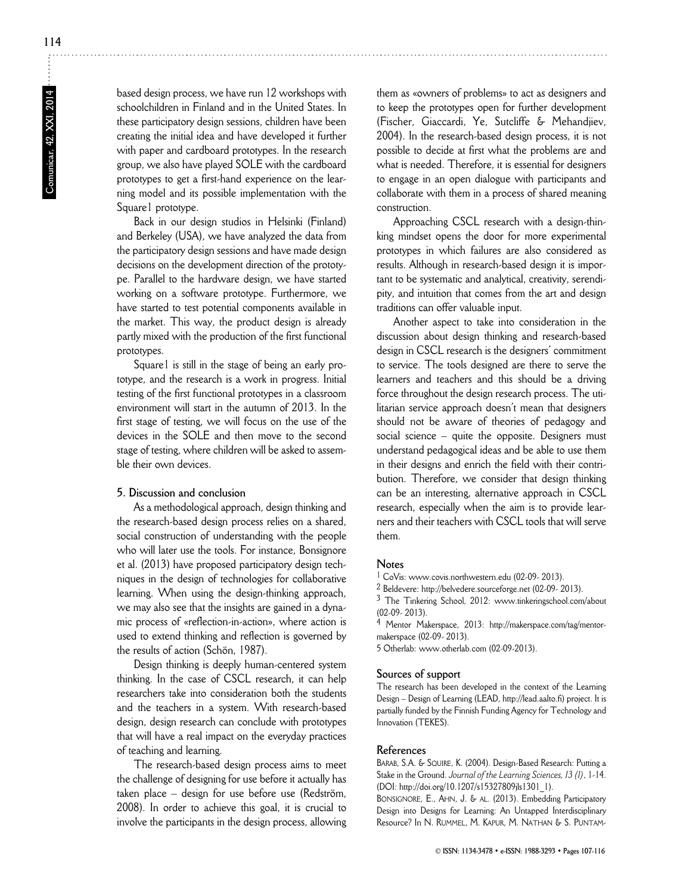based design process, we have run 12 workshops with schoolchildren in Finland and in the United States. In these participatory design sessions, children have been creating the initial idea and have developed it further with paper and cardboard prototypes. In the research group, we also have played SOLE with the cardboard prototypes to get a first-hand experience on the learning model and its possible implementation with the Square1 prototype.

Back in our design studios in Helsinki (Finland) and Berkeley (USA), we have analyzed the data from the participatory design sessions and have made design decisions on the development direction of the prototype. Parallel to the hardware design, we have started working on a software prototype. Furthermore, we have started to test potential components available in the market. This way, the product design is already partly mixed with the production of the first functional prototypes.

Square1 is still in the stage of being an early prototype, and the research is a work in progress. Initial testing of the first functional prototypes in a classroom environment will start in the autumn of 2013. In the first stage of testing, we will focus on the use of the devices in the SOLE and then move to the second stage of testing, where children will be asked to assemble their own devices.

## 5. Discussion and conclusion

As a methodological approach, design thinking and the research-based design process relies on a shared, social construction of understanding with the people who will later use the tools. For instance, Bonsignore et al. (2013) have proposed participatory design techniques in the design of technologies for collaborative learning. When using the design-thinking approach, we may also see that the insights are gained in a dynamic process of «reflection-in-action», where action is used to extend thinking and reflection is governed by the results of action (Schön, 1987).

Design thinking is deeply human-centered system thinking. In the case of CSCL research, it can help researchers take into consideration both the students and the teachers in a system. With research-based design, design research can conclude with prototypes that will have a real impact on the everyday practices of teaching and learning.

The research-based design process aims to meet the challenge of designing for use before it actually has taken place – design for use before use (Redström, 2008). In order to achieve this goal, it is crucial to involve the participants in the design process, allowing them as «owners of problems» to act as designers and to keep the prototypes open for further development (Fischer, Giaccardi, Ye, Sutcliffe & Mehandjiev, 2004). In the research-based design process, it is not possible to decide at first what the problems are and what is needed. Therefore, it is essential for designers to engage in an open dialogue with participants and collaborate with them in a process of shared meaning construction.

Approaching CSCL research with a design-thinking mindset opens the door for more experimental prototypes in which failures are also considered as results. Although in research-based design it is important to be systematic and analytical, creativity, serendipity, and intuition that comes from the art and design traditions can offer valuable input.

Another aspect to take into consideration in the discussion about design thinking and research-based design in CSCL research is the designers' commitment to service. The tools designed are there to serve the learners and teachers and this should be a driving force throughout the design research process. The utilitarian service approach doesn't mean that designers should not be aware of theories of pedagogy and social science – quite the opposite. Designers must understand pedagogical ideas and be able to use them in their designs and enrich the field with their contribution. Therefore, we consider that design thinking can be an interesting, alternative approach in CSCL research, especially when the aim is to provide learners and their teachers with CSCL tools that will serve them.

## Notes

[1] CoVis: www.covis.northwestern.edu (02-09- 2013).

[2] Beldevere: http://belvedere.sourceforge.net (02-09- 2013).

[3] The Tinkering School, 2012: www.tinkeringschool.com/about (02-09- 2013).

[4] Mentor Makerspace, 2013: http://makerspace.com/tag/mentor-makerspace (02-09- 2013).

5 Otherlab: www.otherlab.com (02-09-2013).

## Sources of support

The research has been developed in the context of the Learning Design – Design of Learning (LEAD, http://lead.aalto.fi) project. It is partially funded by the Finnish Funding Agency for Technology and Innovation (TEKES).

## References

BARAB, S.A. & SQUIRE, K. (2004). Design-Based Research: Putting a Stake in the Ground. *Journal of the Learning Sciences, 13 (1)*, 1-14. (DOI: http://doi.org/10.1207/s15327809jls1301_1).

BONSIGNORE, E., AHN, J. & AL. (2013). Embedding Participatory Design into Designs for Learning: An Untapped Interdisciplinary Resource? In N. RUMMEL, M. KAPUR, M. NATHAN & S. PUNTAM-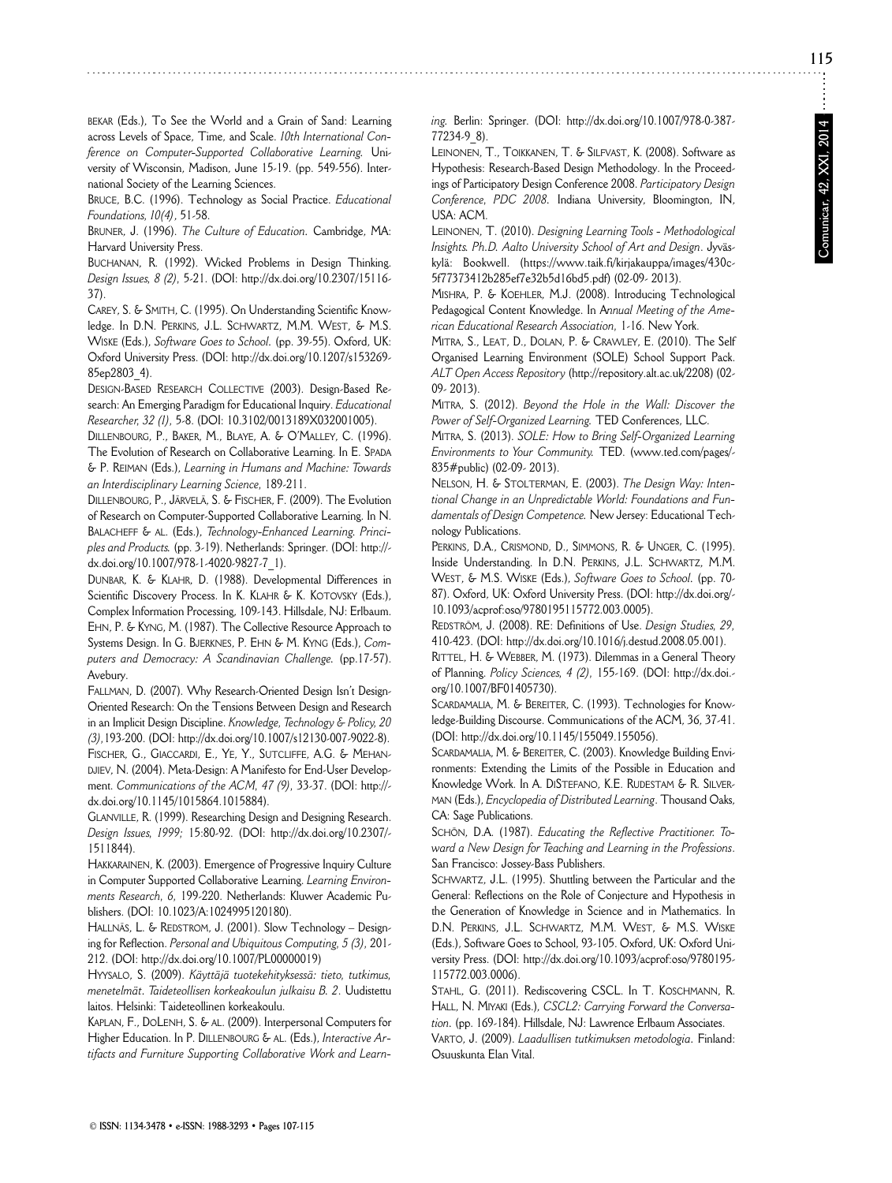BEKAR (Eds.), To See the World and a Grain of Sand: Learning across Levels of Space, Time, and Scale. *10th International Conference on Computer-Supported Collaborative Learning*. University of Wisconsin, Madison, June 15-19. (pp. 549-556). International Society of the Learning Sciences.

BRUCE, B.C. (1996). Technology as Social Practice. *Educational Foundations, 10(4)*, 51-58.

BRUNER, J. (1996). *The Culture of Education*. Cambridge, MA: Harvard University Press.

BUCHANAN, R. (1992). Wicked Problems in Design Thinking. *Design Issues, 8 (2)*, 5-21. (DOI: http://dx.doi.org/10.2307/15116-37).

CAREY, S. & SMITH, C. (1995). On Understanding Scientific Knowledge. In D.N. PERKINS, J.L. SCHWARTZ, M.M. WEST, & M.S. WISKE (Eds.), *Software Goes to School*. (pp. 39-55). Oxford, UK: Oxford University Press. (DOI: http://dx.doi.org/10.1207/s153269-85ep2803_4).

DESIGN-BASED RESEARCH COLLECTIVE (2003). Design-Based Research: An Emerging Paradigm for Educational Inquiry. *Educational Researcher, 32 (1)*, 5-8. (DOI: 10.3102/0013189X032001005).

DILLENBOURG, P., BAKER, M., BLAYE, A. & O'MALLEY, C. (1996). The Evolution of Research on Collaborative Learning. In E. SPADA & P. REIMAN (Eds.), *Learning in Humans and Machine: Towards an Interdisciplinary Learning Science*, 189-211.

DILLENBOURG, P., JÄRVELÄ, S. & FISCHER, F. (2009). The Evolution of Research on Computer-Supported Collaborative Learning. In N. BALACHEFF & AL. (Eds.), *Technology-Enhanced Learning. Principles and Products*. (pp. 3-19). Netherlands: Springer. (DOI: http://dx.doi.org/10.1007/978-1-4020-9827-7_1).

DUNBAR, K. & KLAHR, D. (1988). Developmental Differences in Scientific Discovery Process. In K. KLAHR & K. KOTOVSKY (Eds.), Complex Information Processing, 109-143. Hillsdale, NJ: Erlbaum.

EHN, P. & KYNG, M. (1987). The Collective Resource Approach to Systems Design. In G. BJERKNES, P. EHN & M. KYNG (Eds.), *Computers and Democracy: A Scandinavian Challenge*. (pp.17-57). Avebury.

FALLMAN, D. (2007). Why Research-Oriented Design Isn't Design-Oriented Research: On the Tensions Between Design and Research in an Implicit Design Discipline. *Knowledge, Technology & Policy, 20 (3)*,193-200. (DOI: http://dx.doi.org/10.1007/s12130-007-9022-8).

FISCHER, G., GIACCARDI, E., YE, Y., SUTCLIFFE, A.G. & MEHANDJIEV, N. (2004). Meta-Design: A Manifesto for End-User Development. *Communications of the ACM, 47 (9)*, 33-37. (DOI: http://dx.doi.org/10.1145/1015864.1015884).

GLANVILLE, R. (1999). Researching Design and Designing Research. *Design Issues, 1999;* 15:80-92. (DOI: http://dx.doi.org/10.2307/1511844).

HAKKARAINEN, K. (2003). Emergence of Progressive Inquiry Culture in Computer Supported Collaborative Learning. *Learning Environments Research, 6*, 199-220. Netherlands: Kluwer Academic Publishers. (DOI: 10.1023/A:1024995120180).

HALLNÄS, L. & REDSTROM, J. (2001). Slow Technology – Designing for Reflection. *Personal and Ubiquitous Computing, 5 (3)*, 201-212. (DOI: http://dx.doi.org/10.1007/PL00000019)

HYYSALO, S. (2009). *Käyttäjä tuotekehityksessä: tieto, tutkimus, menetelmät. Taideteollisen korkeakoulun julkaisu B. 2*. Uudistettu laitos. Helsinki: Taideteollinen korkeakoulu.

KAPLAN, F., DOLENH, S. & AL. (2009). Interpersonal Computers for Higher Education. In P. DILLENBOURG & AL. (Eds.), *Interactive Artifacts and Furniture Supporting Collaborative Work and Learning*. Berlin: Springer. (DOI: http://dx.doi.org/10.1007/978-0-387-77234-9_8).

LEINONEN, T., TOIKKANEN, T. & SILFVAST, K. (2008). Software as Hypothesis: Research-Based Design Methodology. In the Proceedings of Participatory Design Conference 2008. *Participatory Design Conference, PDC 2008*. Indiana University, Bloomington, IN, USA: ACM.

LEINONEN, T. (2010). *Designing Learning Tools - Methodological Insights. Ph.D. Aalto University School of Art and Design*. Jyväskylä: Bookwell. (https://www.taik.fi/kirjakauppa/images/430c-5f77373412b285ef7e32b5d16bd5.pdf) (02-09- 2013).

MISHRA, P. & KOEHLER, M.J. (2008). Introducing Technological Pedagogical Content Knowledge. In A*nnual Meeting of the American Educational Research Association*, 1-16. New York.

MITRA, S., LEAT, D., DOLAN, P. & CRAWLEY, E. (2010). The Self Organised Learning Environment (SOLE) School Support Pack. *ALT Open Access Repository* (http://repository.alt.ac.uk/2208) (02-09- 2013).

MITRA, S. (2012). *Beyond the Hole in the Wall: Discover the Power of Self-Organized Learning*. TED Conferences, LLC.

MITRA, S. (2013). *SOLE: How to Bring Self-Organized Learning Environments to Your Community*. TED. (www.ted.com/pages/-835#public) (02-09- 2013).

NELSON, H. & STOLTERMAN, E. (2003). *The Design Way: Intentional Change in an Unpredictable World: Foundations and Fundamentals of Design Competence*. New Jersey: Educational Technology Publications.

PERKINS, D.A., CRISMOND, D., SIMMONS, R. & UNGER, C. (1995). Inside Understanding. In D.N. PERKINS, J.L. SCHWARTZ, M.M. WEST, & M.S. WISKE (Eds.), *Software Goes to School*. (pp. 70-87). Oxford, UK: Oxford University Press. (DOI: http://dx.doi.org/-10.1093/acprof:oso/9780195115772.003.0005).

REDSTRÖM, J. (2008). RE: Definitions of Use. *Design Studies, 29*, 410-423. (DOI: http://dx.doi.org/10.1016/j.destud.2008.05.001).

RITTEL, H. & WEBBER, M. (1973). Dilemmas in a General Theory of Planning. *Policy Sciences, 4 (2)*, 155-169. (DOI: http://dx.doi.-org/10.1007/BF01405730).

SCARDAMALIA, M. & BEREITER, C. (1993). Technologies for Knowledge-Building Discourse. Communications of the ACM, 36, 37-41. (DOI: http://dx.doi.org/10.1145/155049.155056).

SCARDAMALIA, M. & BEREITER, C. (2003). Knowledge Building Environments: Extending the Limits of the Possible in Education and Knowledge Work. In A. DISTEFANO, K.E. RUDESTAM & R. SILVERMAN (Eds.), *Encyclopedia of Distributed Learning*. Thousand Oaks, CA: Sage Publications.

SCHÖN, D.A. (1987). *Educating the Reflective Practitioner. Toward a New Design for Teaching and Learning in the Professions*. San Francisco: Jossey-Bass Publishers.

SCHWARTZ, J.L. (1995). Shuttling between the Particular and the General: Reflections on the Role of Conjecture and Hypothesis in the Generation of Knowledge in Science and in Mathematics. In D.N. PERKINS, J.L. SCHWARTZ, M.M. WEST, & M.S. WISKE (Eds.), Software Goes to School, 93-105. Oxford, UK: Oxford University Press. (DOI: http://dx.doi.org/10.1093/acprof:oso/9780195-115772.003.0006).

STAHL, G. (2011). Rediscovering CSCL. In T. KOSCHMANN, R. HALL, N. MIYAKI (Eds.), *CSCL2: Carrying Forward the Conversation*. (pp. 169-184). Hillsdale, NJ: Lawrence Erlbaum Associates.

VARTO, J. (2009). *Laadullisen tutkimuksen metodologia*. Finland: Osuuskunta Elan Vital.